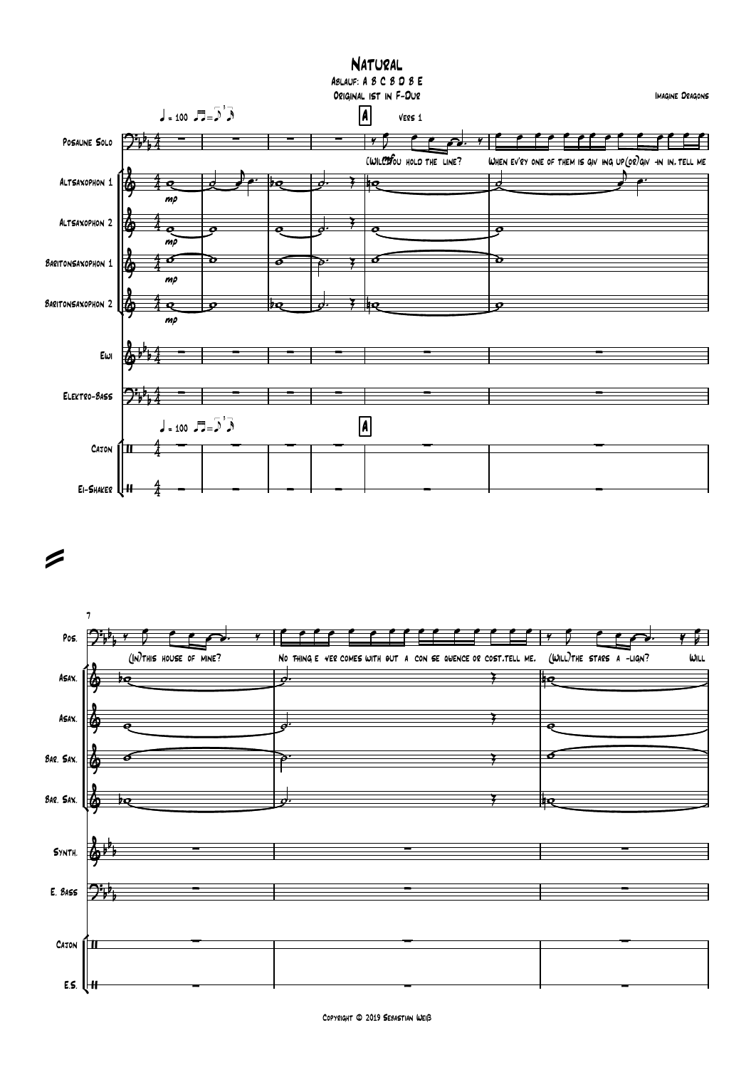# Natural

Ablauf: A B C B D B E

Original ist in F-Dur

Imagine Dragons

Copyright © 2019 Sebastian Weiß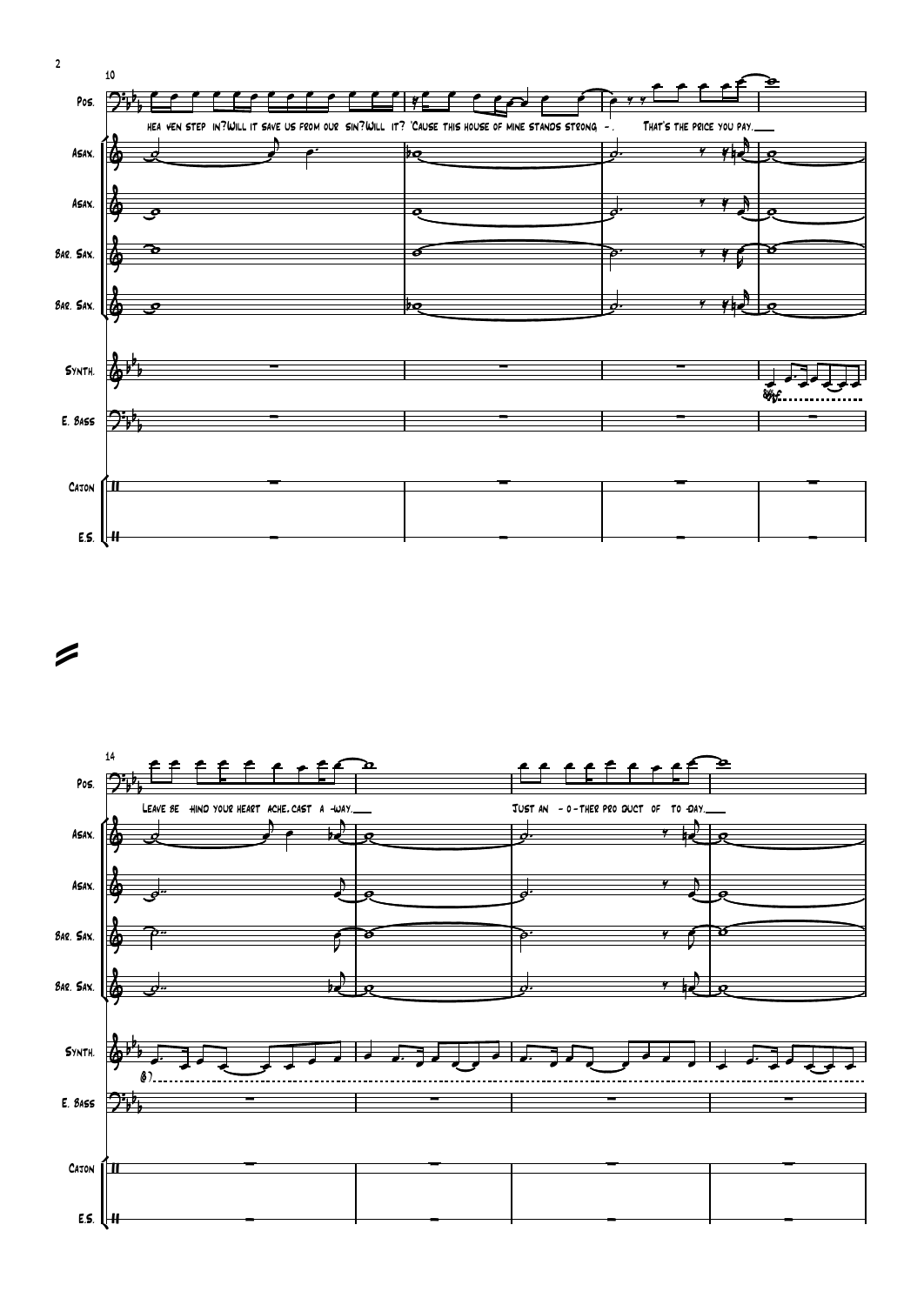10

Pos.

hea ven step in? Will it save us from our sin? Will it? 'Cause this house of mine stands strong -. That's the price you pay.

Asax.

Asax.

Bar. Sax.

Bar. Sax.

Synth.

8va

E. Bass

Cajon

E.S.

14

Pos.

Leave be - hind your heart ache, cast a - way. Just an - o - ther pro duct of to - day.

Asax.

Asax.

Bar. Sax.

Bar. Sax.

Synth.

(8)

E. Bass

Cajon

E.S.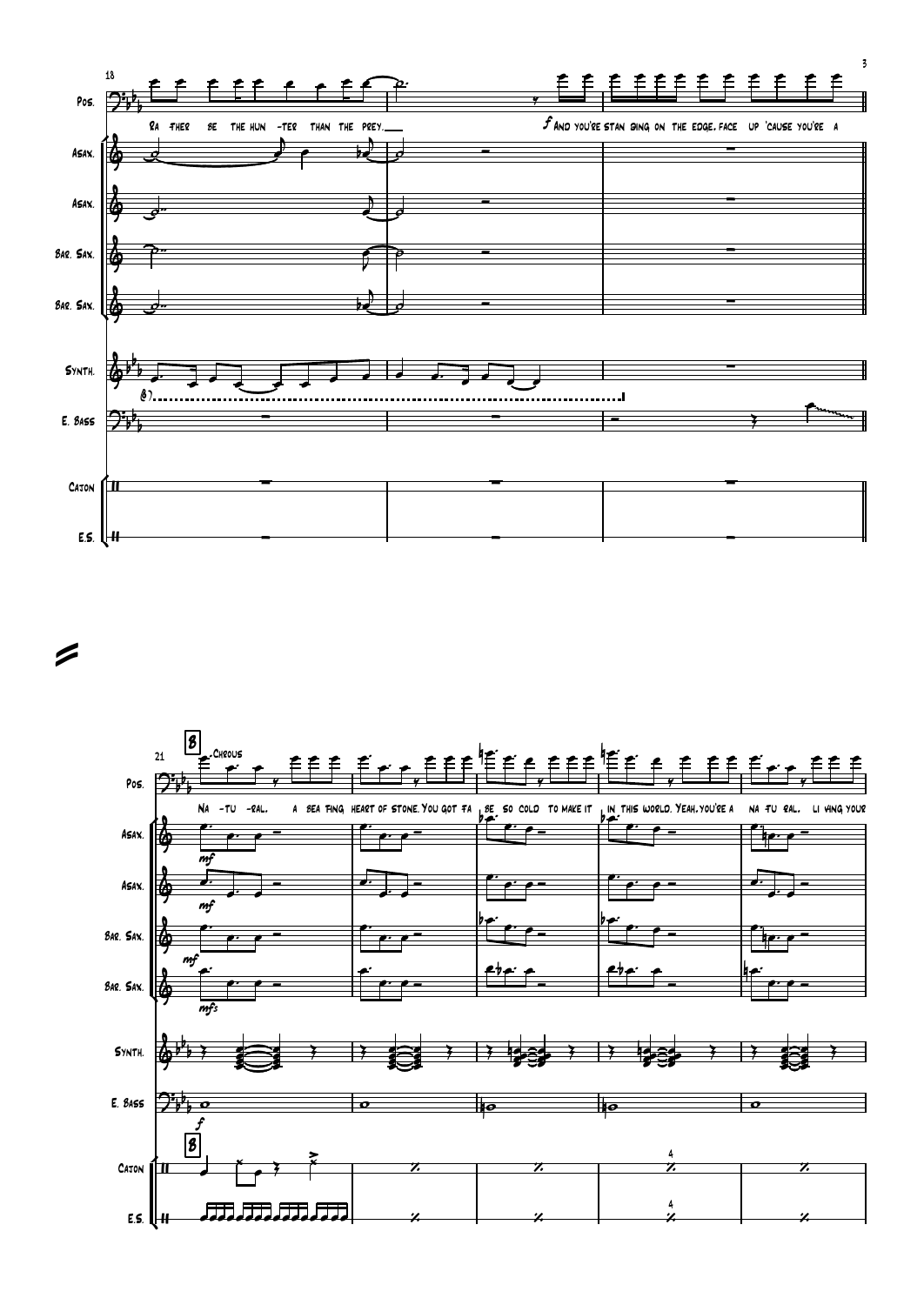18

Pos.: Ra ther be the hun -ter than the prey.___ *f* And you're stan ding on the edge, face up 'cause you're a

Asax.

Asax.

Bar. Sax.

Bar. Sax.

Synth. 8va

E. Bass

Cajon

E.S.

21

**B** Chrous

Pos.: Na -tu -ral, a bea ting heart of stone. You got ta be so cold to make it in this world. Yeah, you're a na tu ral, li ving your

Asax. *mf*

Asax. *mf*

Bar. Sax. *mf*

Bar. Sax. *mfs*

Synth.

E. Bass *f*

Cajon **B**

E.S.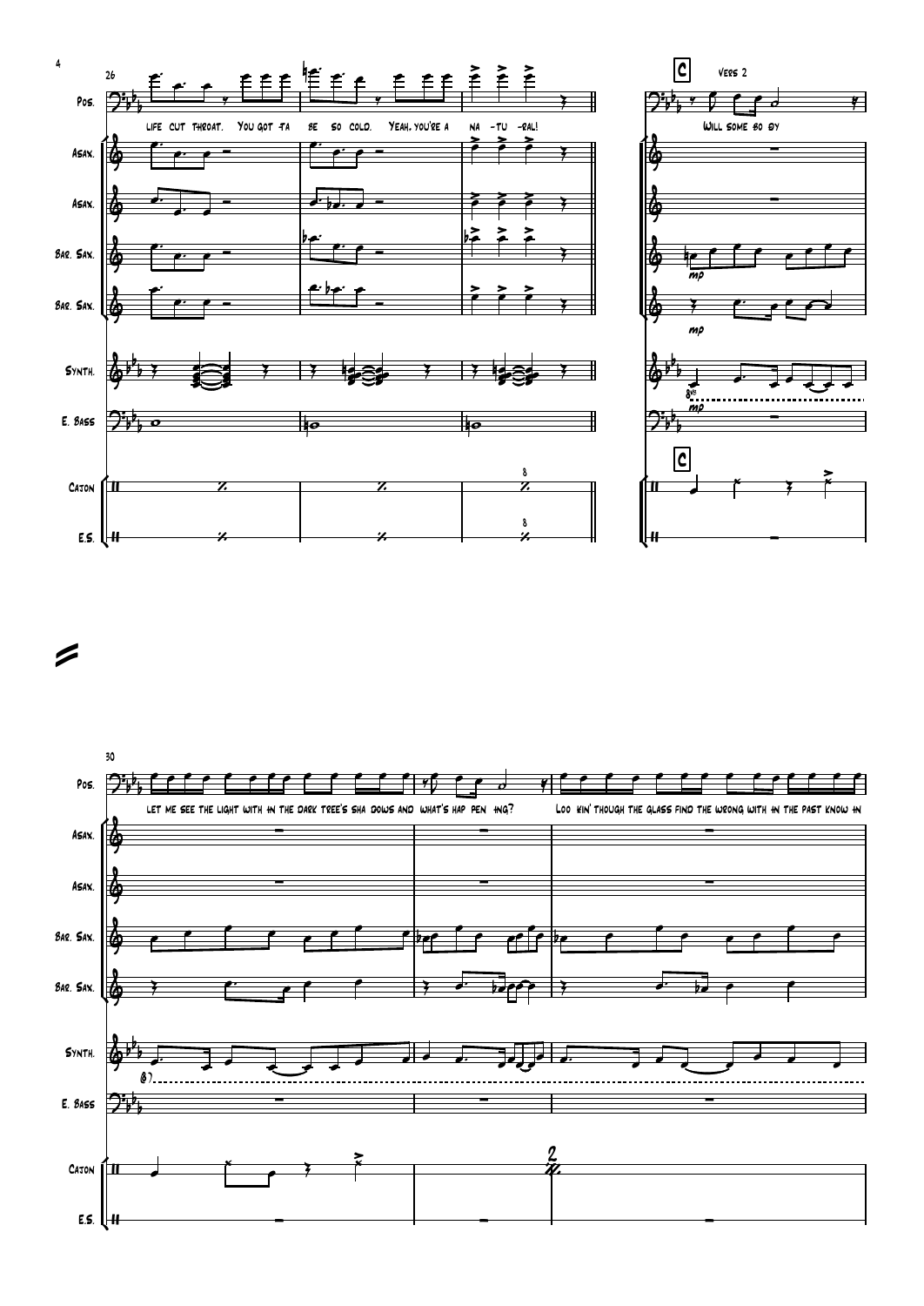26

Pos.: life cut throat. You got ta be so cold. Yeah, you're a na -tu -ral!

**C** Vers 2

Will some bo dy

Asax.

Asax.

Bar. Sax.

Bar. Sax.

Synth.

E. Bass

Cajon

E.S.

30

Pos.: let me see the light with in the dark tree's sha dows and what's hap pen ing? Loo kin' though the glass find the wrong with in the past know in

Asax.

Asax.

Bar. Sax.

Bar. Sax.

Synth.

E. Bass

Cajon

E.S.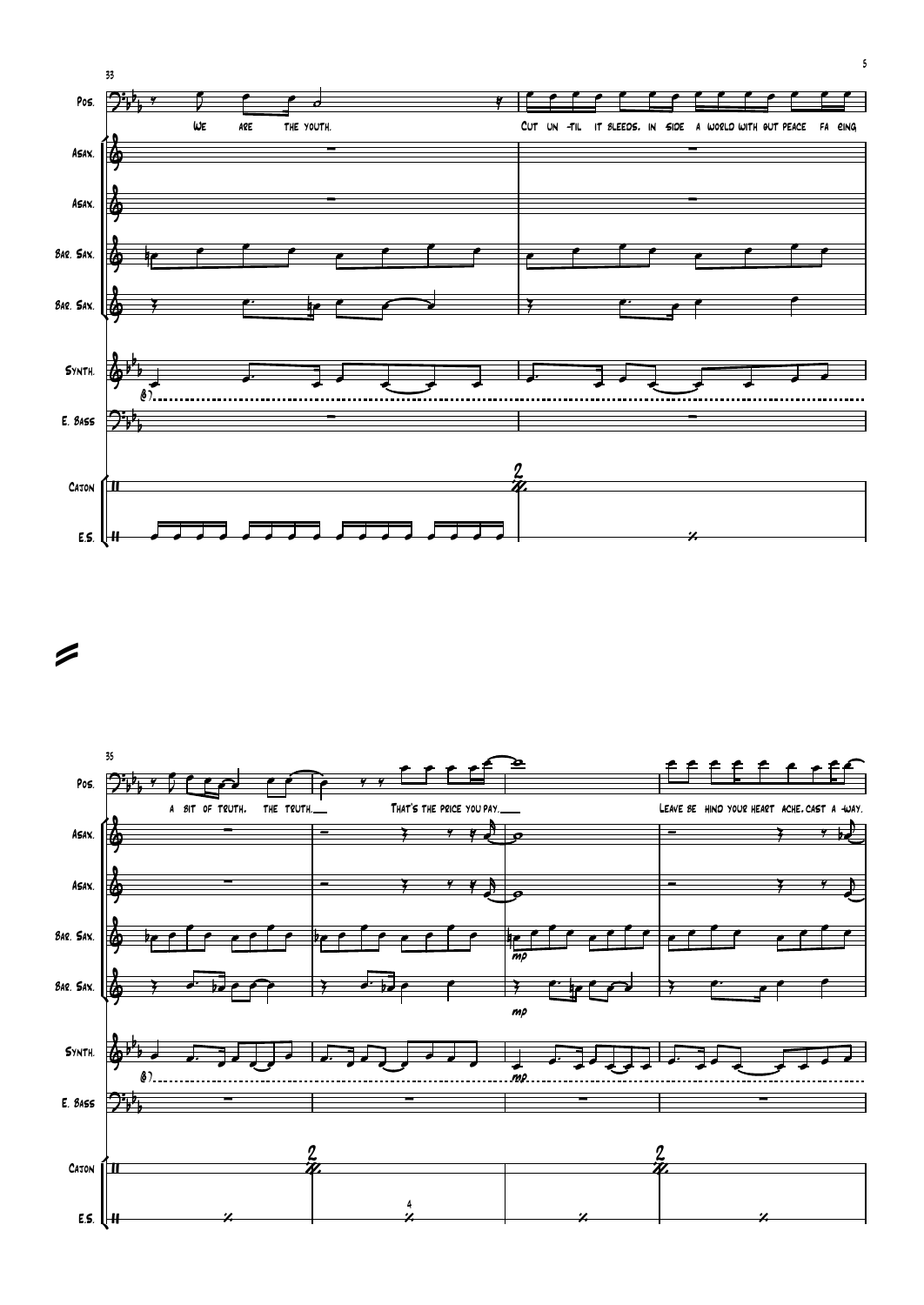33

Pos.

We are the youth.

Cut un -til it bleeds. in side a world with out peace fa eing

Asax.

Asax.

Bar. Sax.

Bar. Sax.

Synth.

8)

E. Bass

Cajon

2

E.S.

35

Pos.

a bit of truth. the truth.\_\_ That's the price you pay.\_\_ Leave be hind your heart ache, cast a -way.

Asax.

Asax.

Bar. Sax.

*mp*

Bar. Sax.

*mp*

Synth.

8)

*mp*

E. Bass

Cajon

2 2

E.S.

4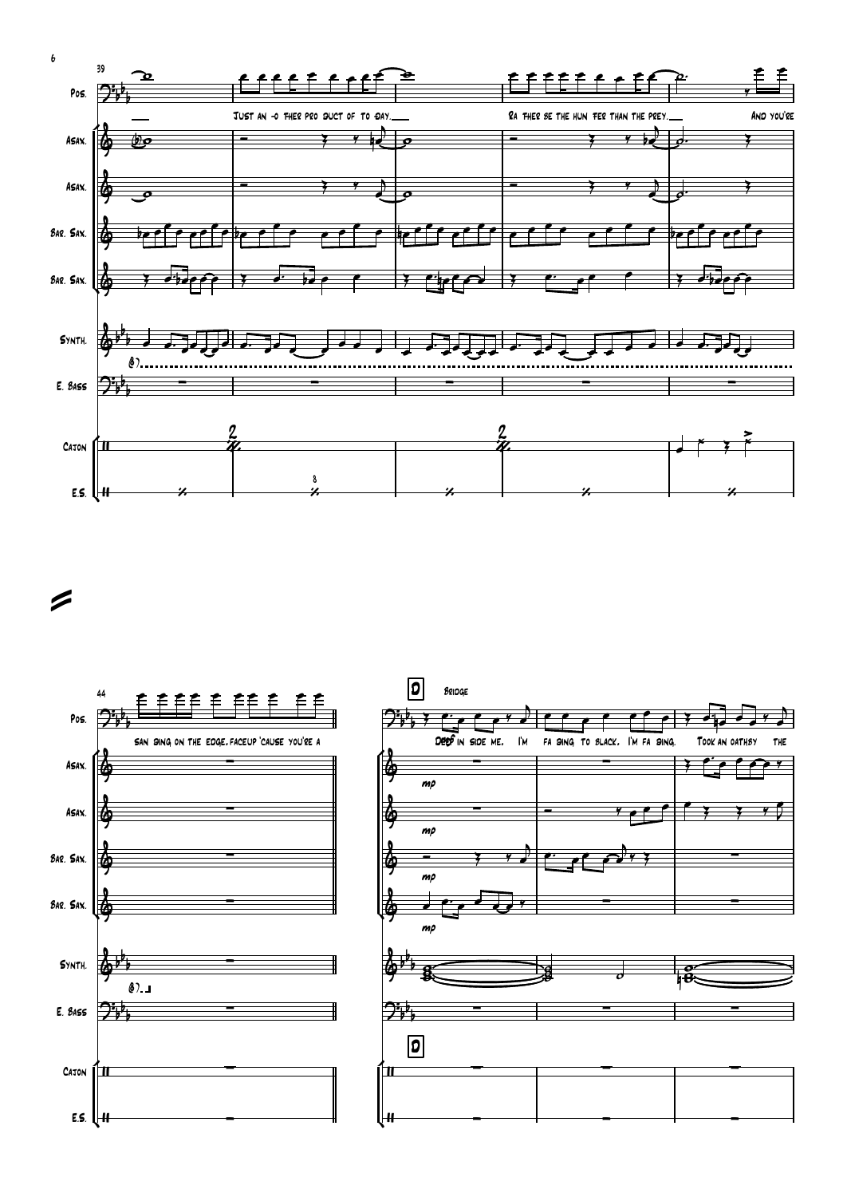39

Pos.

Just an -o ther pro duct of to day.___ Ra ther be the hun ter than the prey.___ And you're

Asax.

Asax.

Bar. Sax.

Bar. Sax.

Synth.

8va

E. Bass

Cajon

E.S.

44

Pos.

san sing on the edge, faceup 'cause you're a

Asax.

Asax.

Bar. Sax.

Bar. Sax.

Synth.

8va

E. Bass

Cajon

E.S.

D

Bridge

Pos.

Deep in side me. I'm fa sing to black. I'm fa sing. Took an oathby the

Asax. *mp*

Asax. *mp*

Bar. Sax. *mp*

Bar. Sax. *mp*

Synth.

E. Bass

D

Cajon

E.S.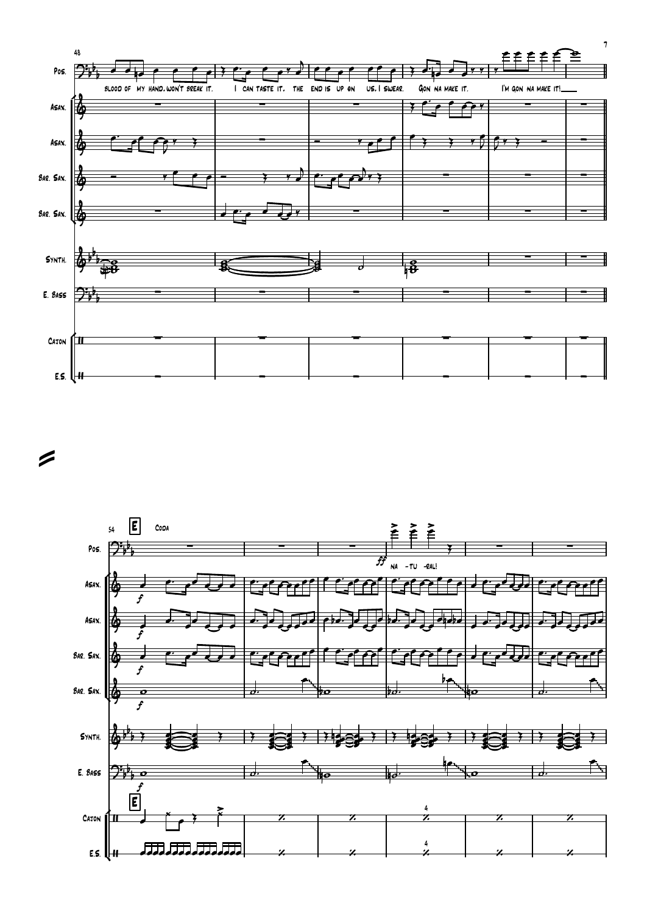48

Pos. — blood of my hand. won't break it. I can taste it. the end is up on us. I swear. Gon na make it. I'm gon na make it!

Asax.

Asax.

Bar. Sax.

Bar. Sax.

Synth.

E. Bass

Cajon

E.S.

54 **E** Coda

Pos. — *ff* na -tu -ral!

Asax. *f*

Asax. *f*

Bar. Sax. *f*

Bar. Sax. *f*

Synth.

E. Bass *f*

**E**

Cajon — 4

E.S. — 4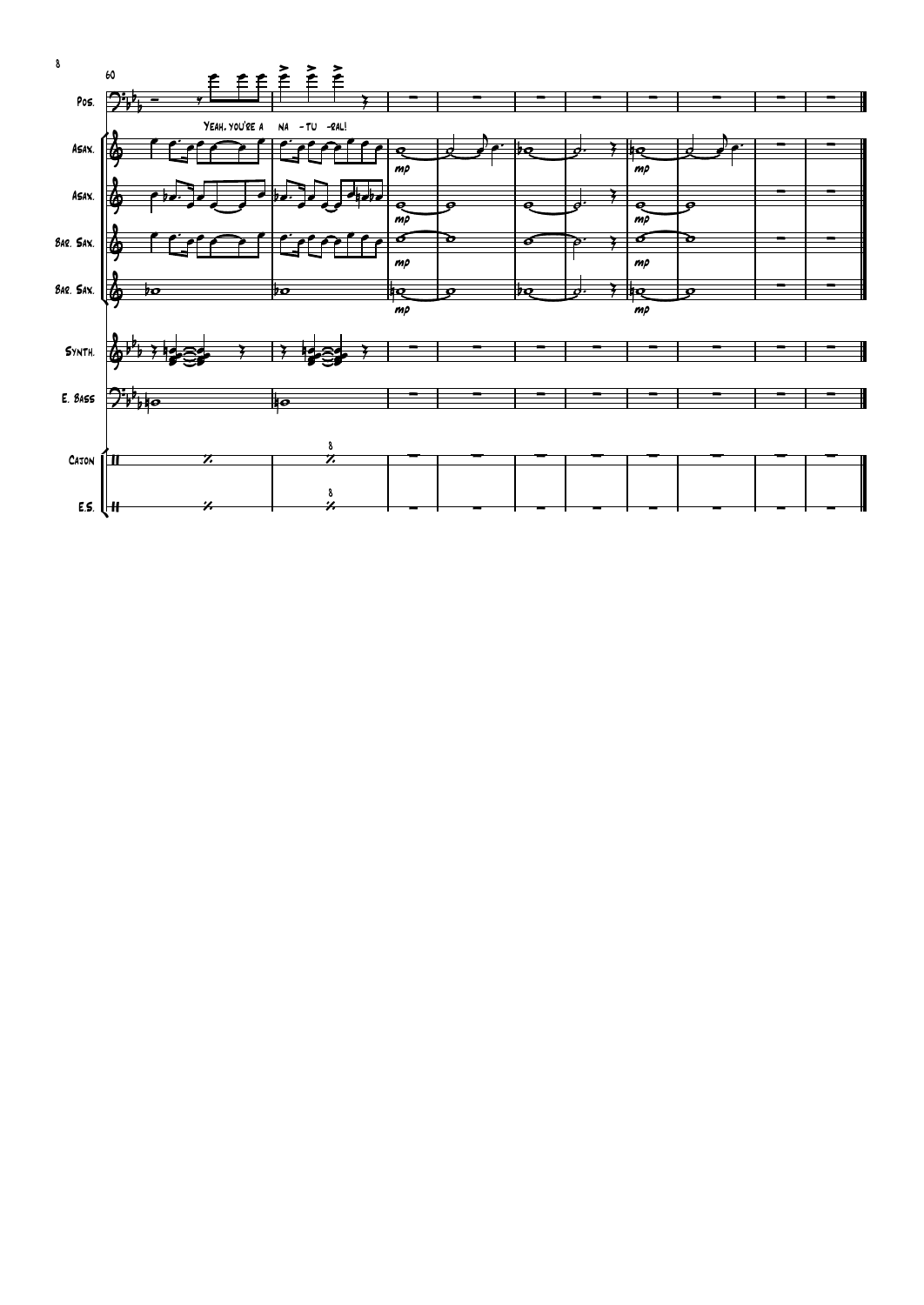60

Pos.

Yeah, you're a na - tu - ral!

Asax.

Asax.

Bar. Sax.

Bar. Sax.

Synth.

E. Bass

Cajon

E.S.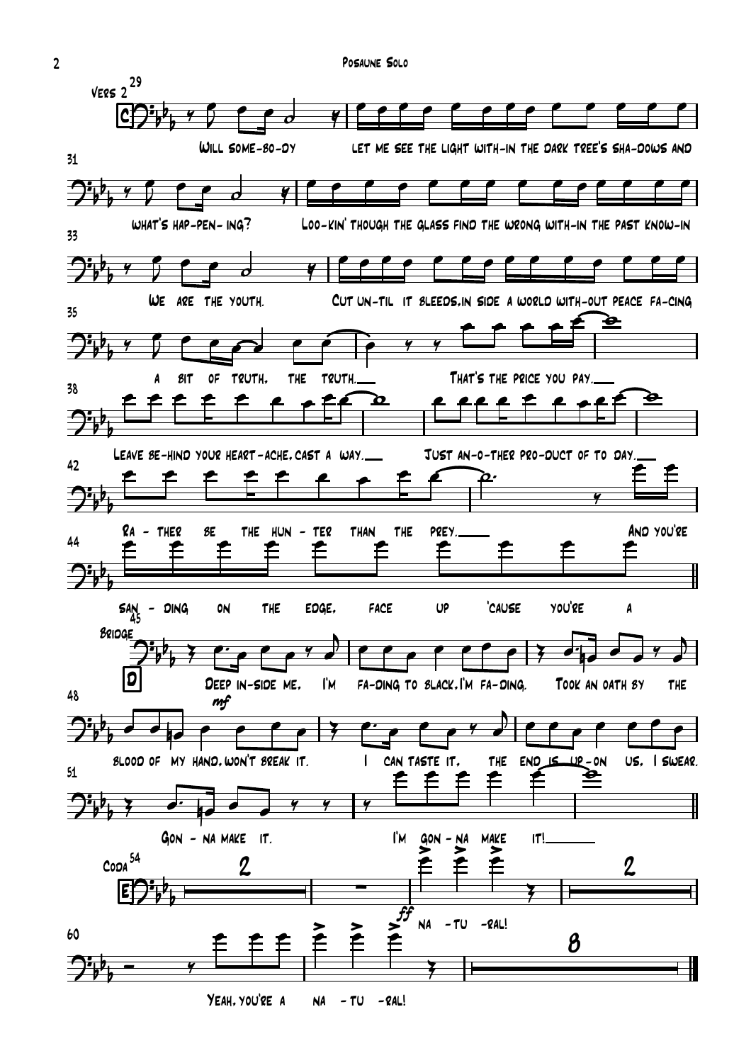**C** Vers 2

Will some-bo-dy let me see the light with-in the dark tree's sha-dows and

what's hap-pen- ing? Loo-kin' though the glass find the wrong with-in the past know-in

We are the youth. Cut un-til it bleeds,in side a world with-out peace fa-cing

a bit of truth, the truth.___ That's the price you pay.___

Leave be-hind your heart-ache, cast a way.___ Just an-o-ther pro-duct of to day.___

Ra - ther be the hun - ter than the prey.____ And you're

san - ding on the edge, face up 'cause you're a

**D** Bridge

*mf*

Deep in-side me, I'm fa-ding to black, I'm fa-ding. Took an oath by the

blood of my hand, won't break it. I can taste it, the end is up-on us, I swear.

Gon - na make it. I'm gon - na make it!_______

**E** Coda

*ff*

na - tu -ral!

Yeah, you're a na - tu -ral!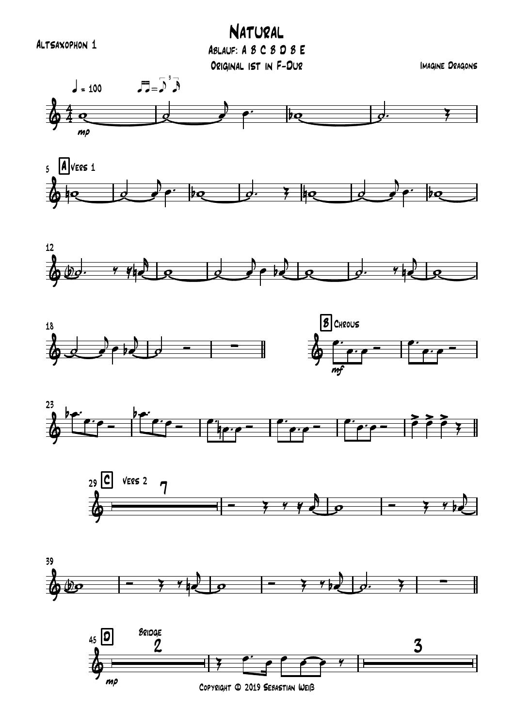# Natural

Altsaxophon 1

Ablauf: A B C B D B E

Original ist in F-Dur

Imagine Dragons

♩ = 100

A Vers 1

B Chrous

C Vers 2

D Bridge

Copyright © 2019 Sebastian Weiß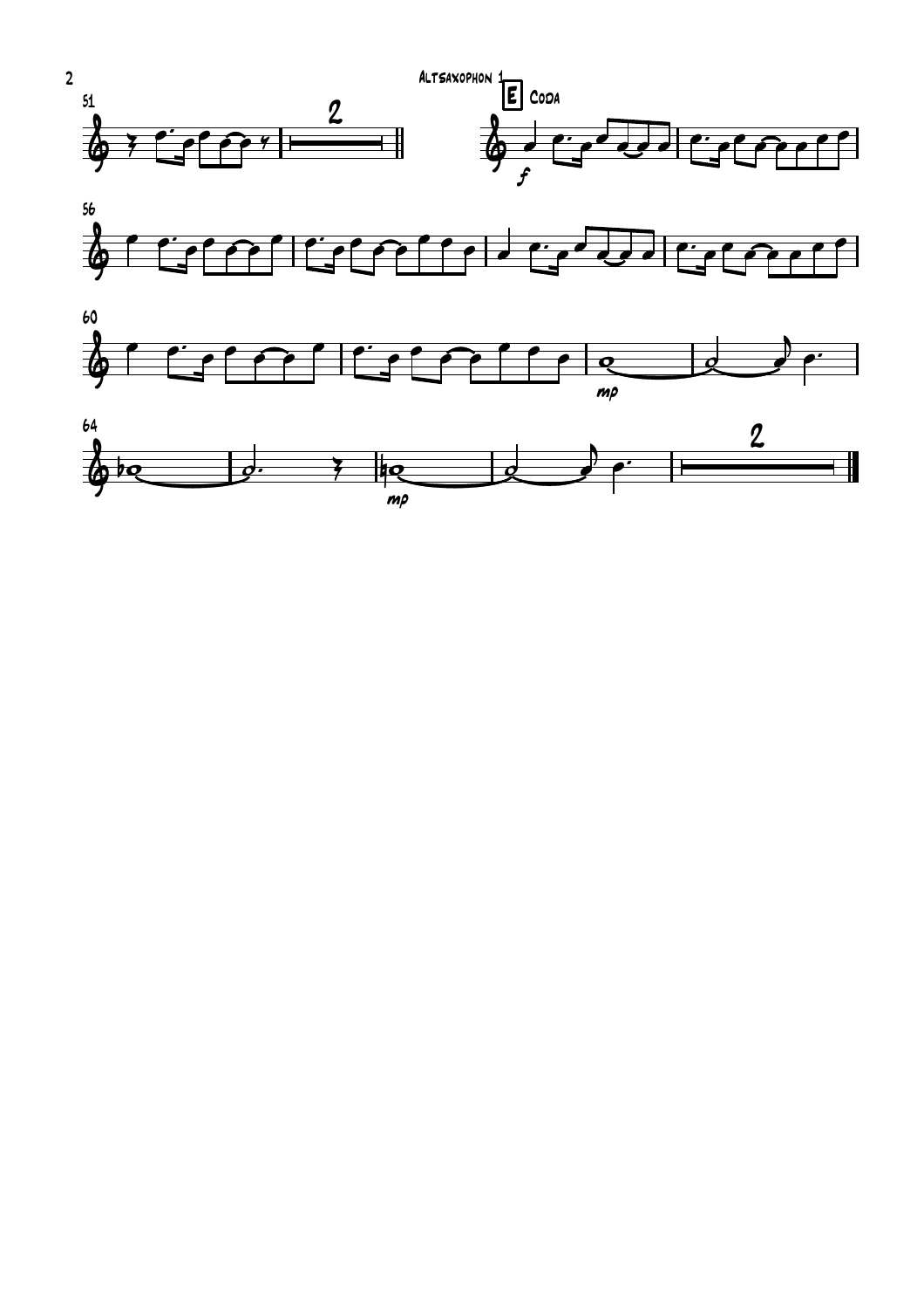Altsaxophon 1

**E** Coda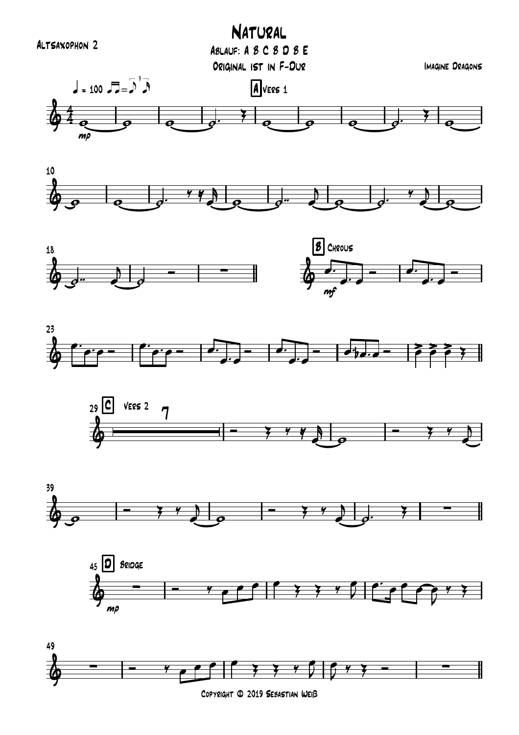# Natural

Altsaxophon 2

Ablauf: A B C B D B E

Original ist in F-Dur

Imagine Dragons

Copyright © 2019 Sebastian Weiß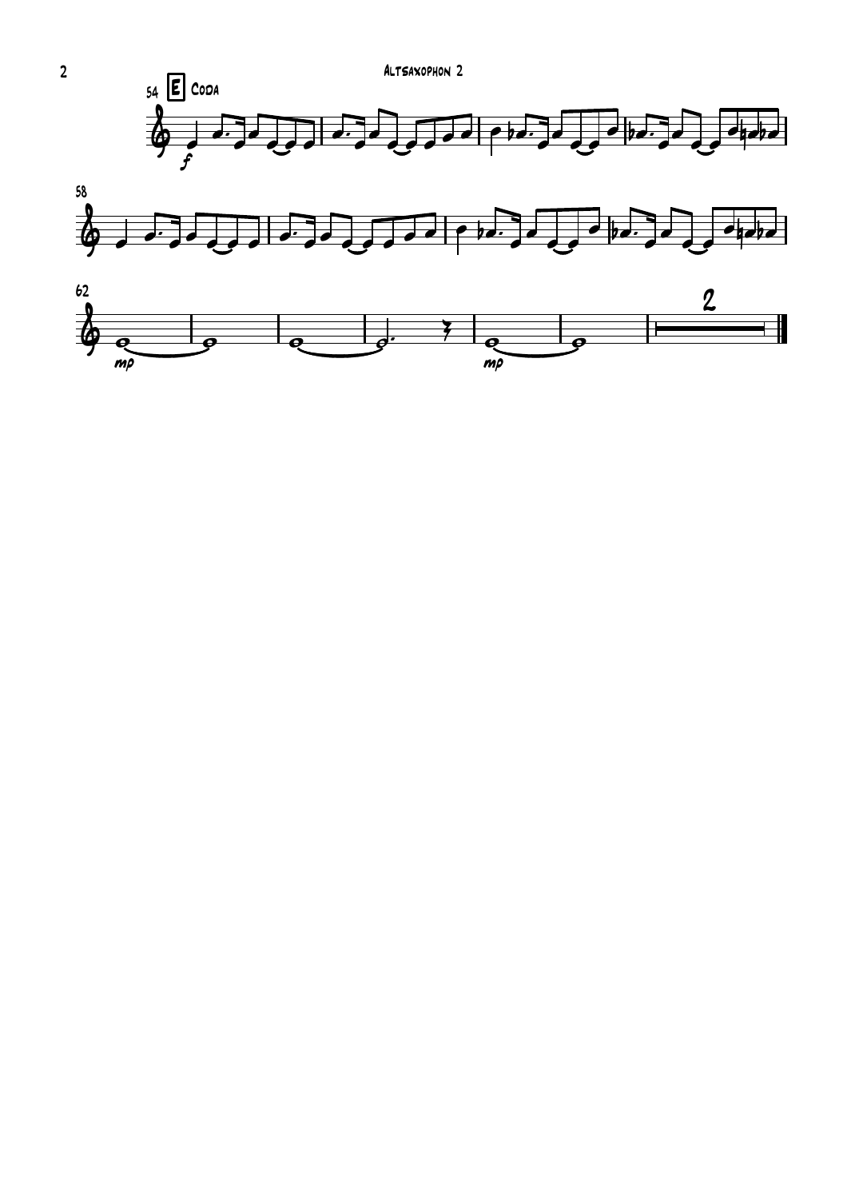**E** Coda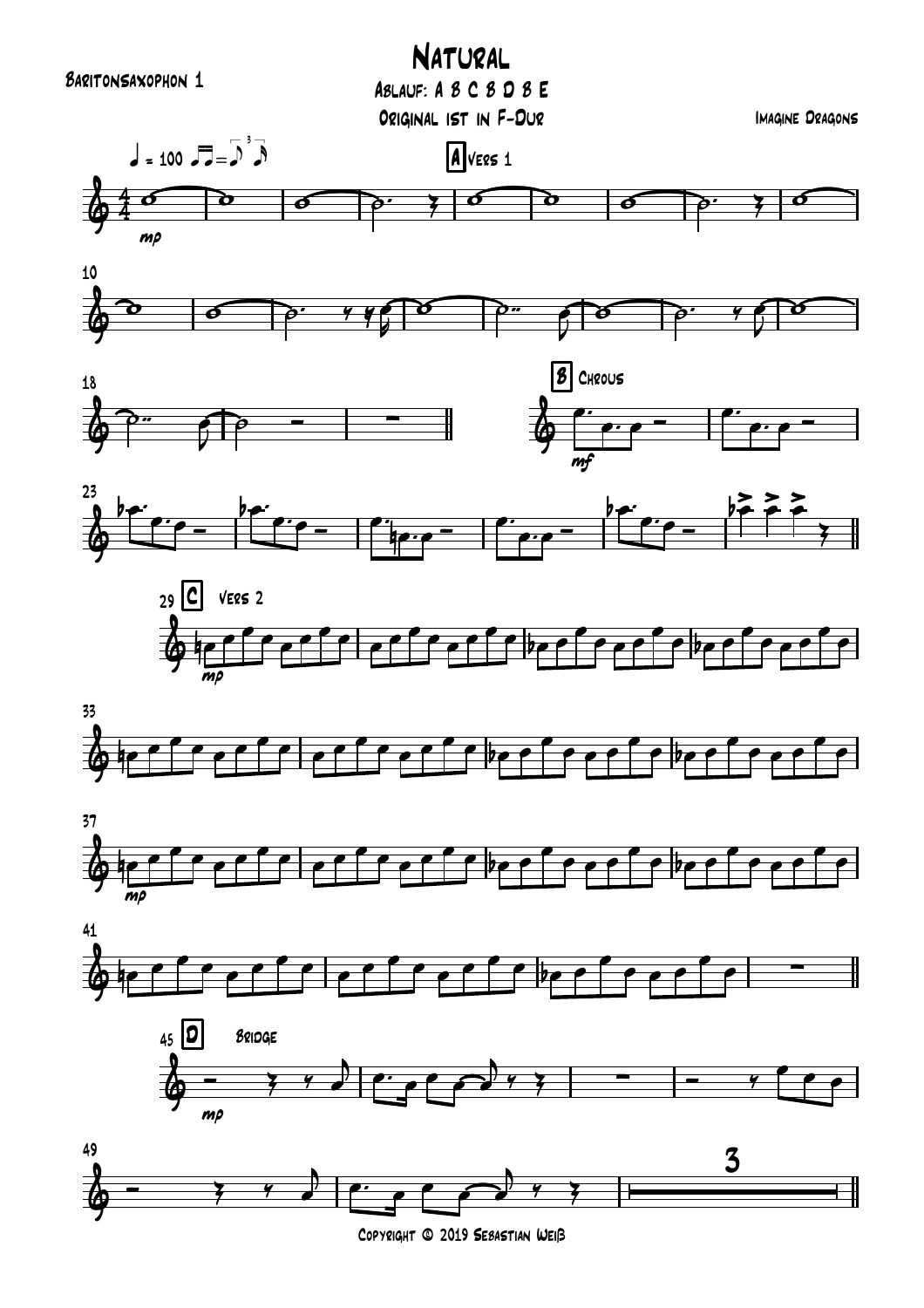# Natural

Baritonsaxophon 1

Ablauf: A B C B D B E

Original ist in F-Dur

Imagine Dragons

Copyright © 2019 Sebastian Weiß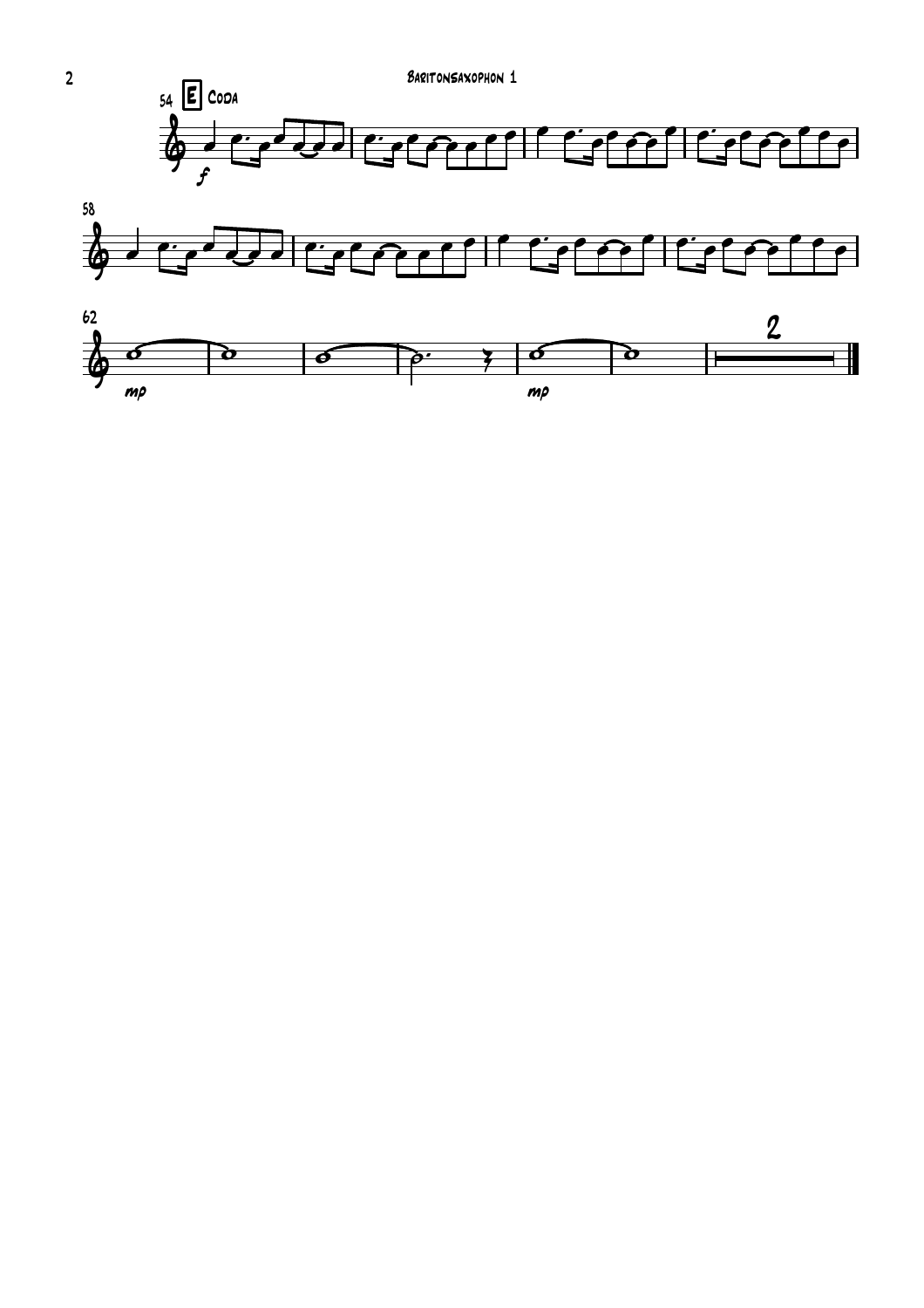E Coda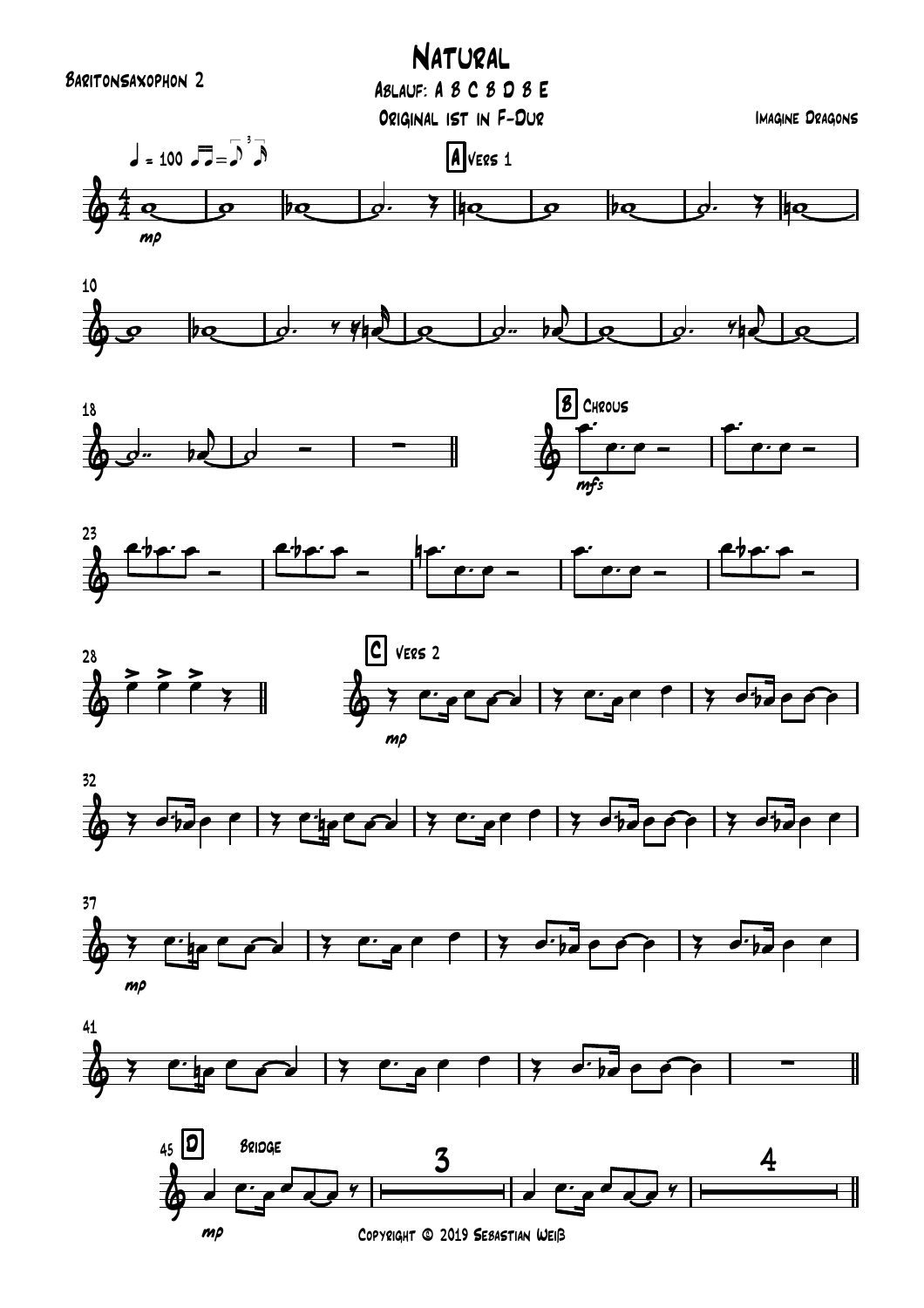# Natural

Baritonsaxophon 2

Ablauf: A B C B D B E

Original ist in F-Dur

Imagine Dragons

♩ = 100

A Vers 1

mp

10

18

B Chrous

mfs

23

28

C Vers 2

mp

32

37

mp

41

45 D Bridge

mp

3

4

Copyright © 2019 Sebastian Weiß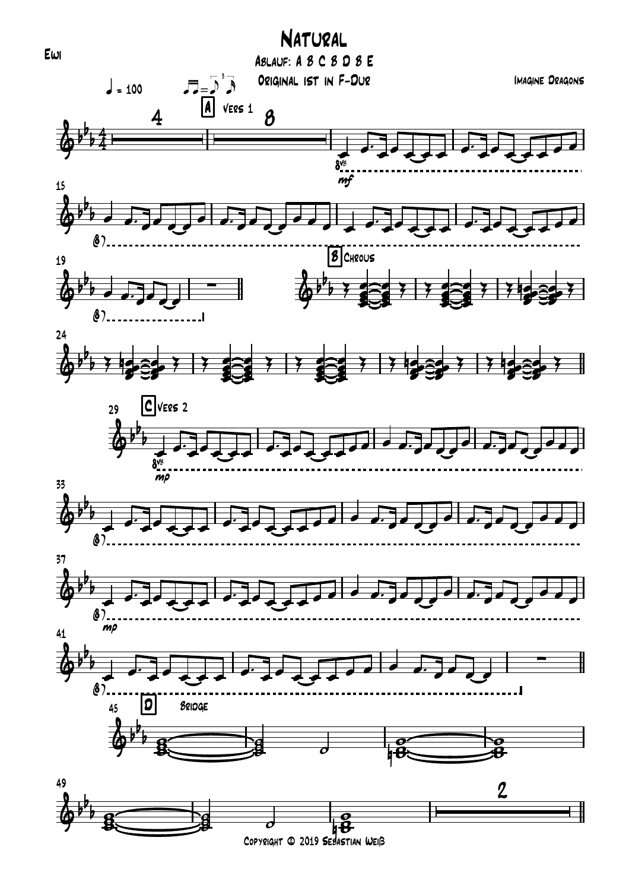Ewi

# Natural

Ablauf: A B C B D B E

Original ist in F-Dur

Imagine Dragons

♩ = 100

A Vers 1

B Chrous

C Vers 2

D Bridge

Copyright © 2019 Sebastian Weiß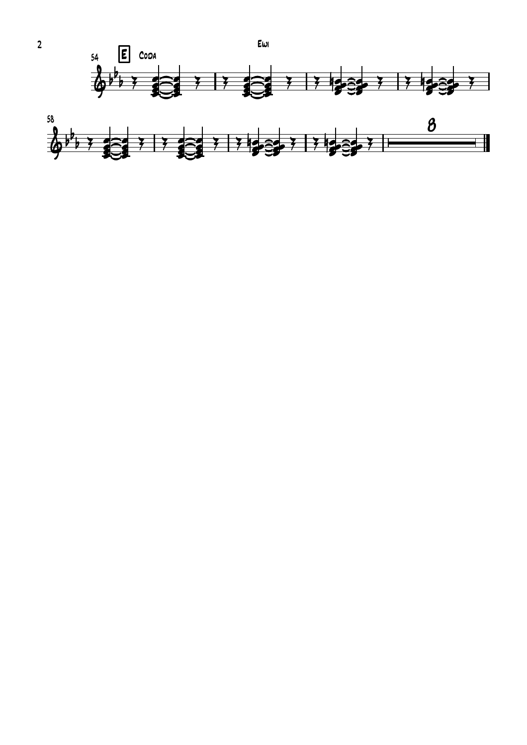Ewi

E Coda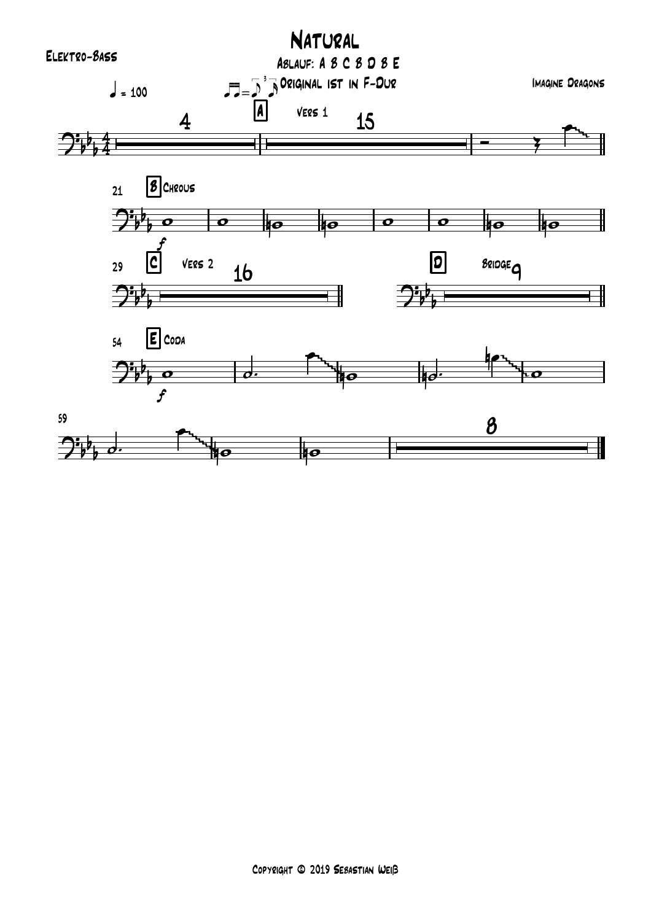# Natural

Elektro-Bass

Ablauf: A B C B D B E

Original ist in F-Dur

Imagine Dragons

♩ = 100

Copyright © 2019 Sebastian Weiß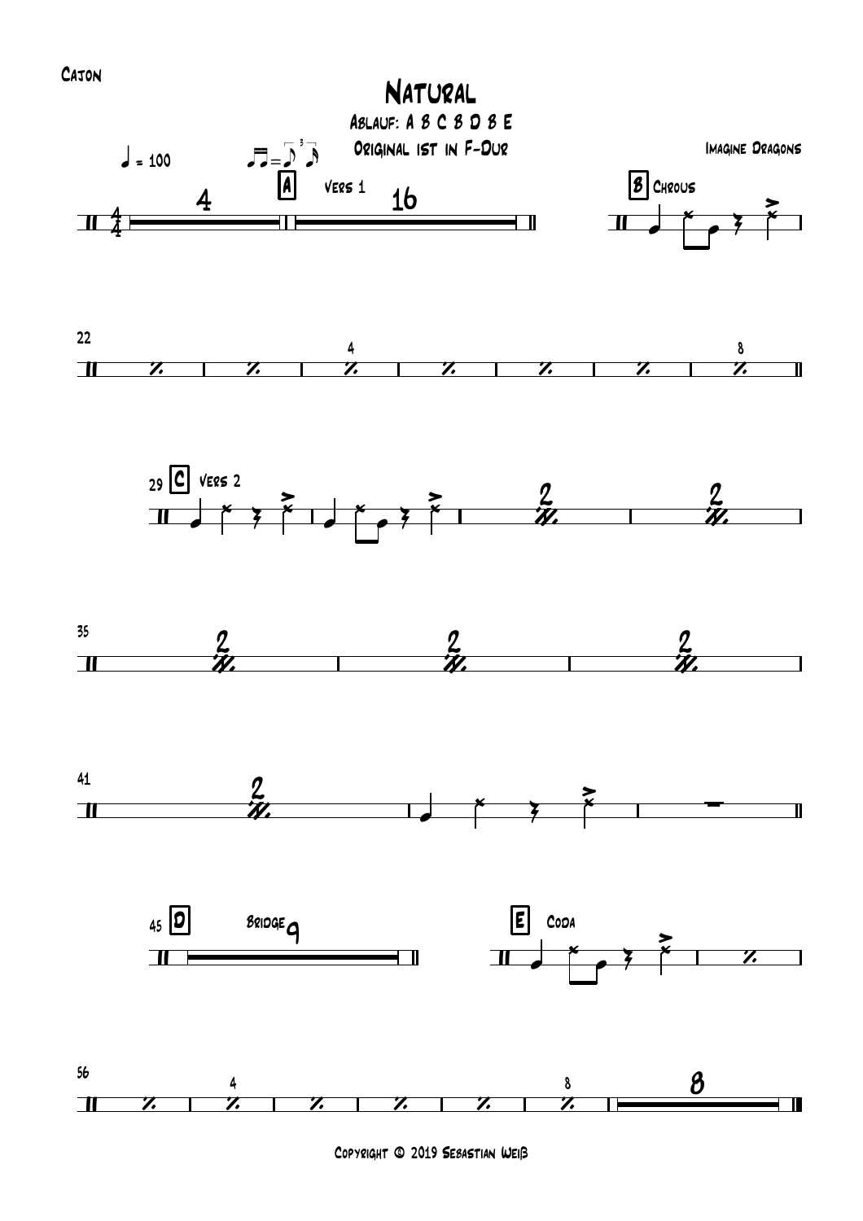Cajon

# Natural

Ablauf: A B C B D B E

Original ist in F-Dur

Imagine Dragons

♩ = 100

A Vers 1

B Chrous

C Vers 2

D Bridge

E Coda

Copyright © 2019 Sebastian Weiß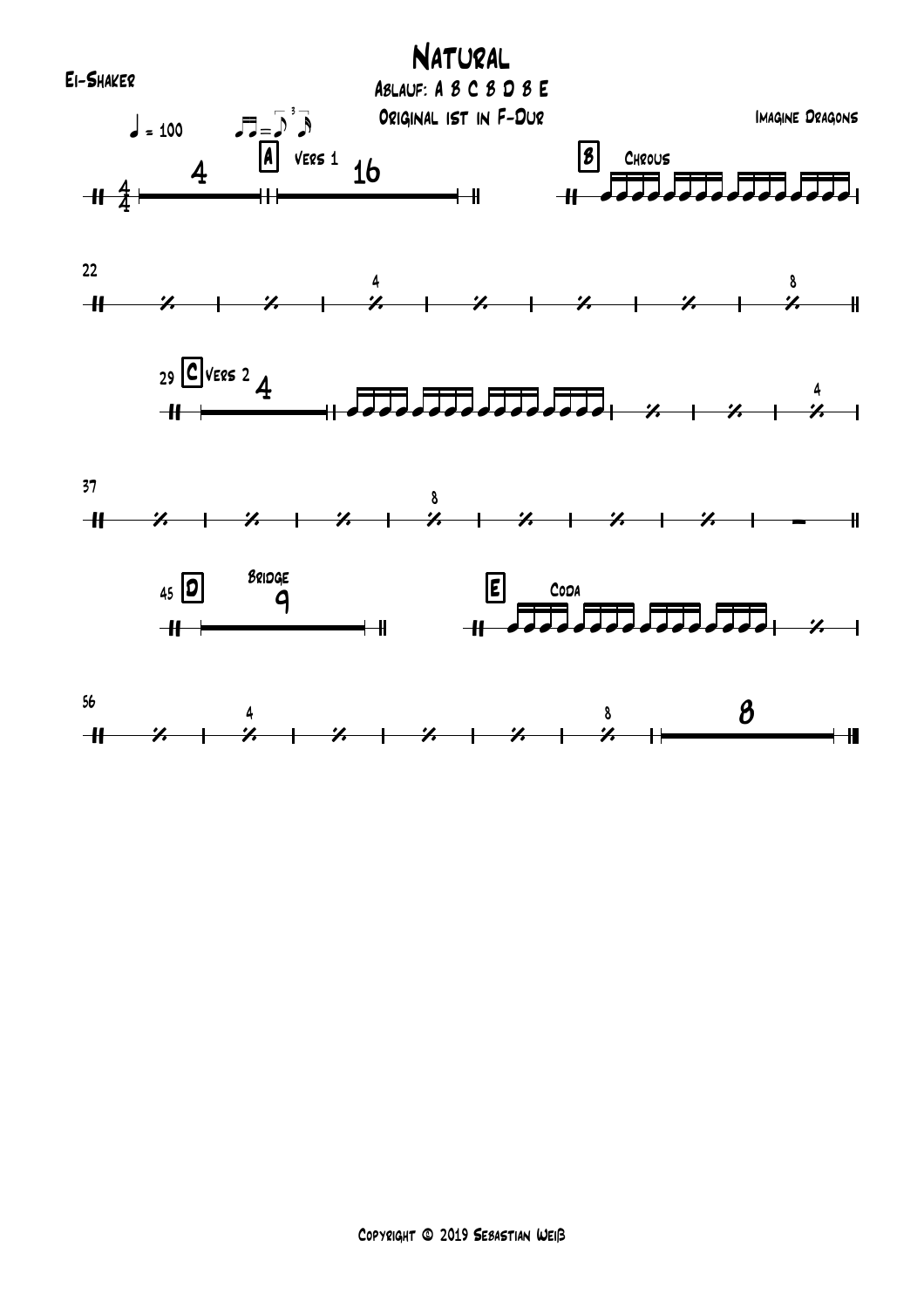# Natural

Ei-Shaker

Ablauf: A B C B D B E

Original ist in F-Dur

Imagine Dragons

♩ = 100

A Vers 1

B Chrous

C Vers 2

D Bridge

E Coda

Copyright © 2019 Sebastian Weiß